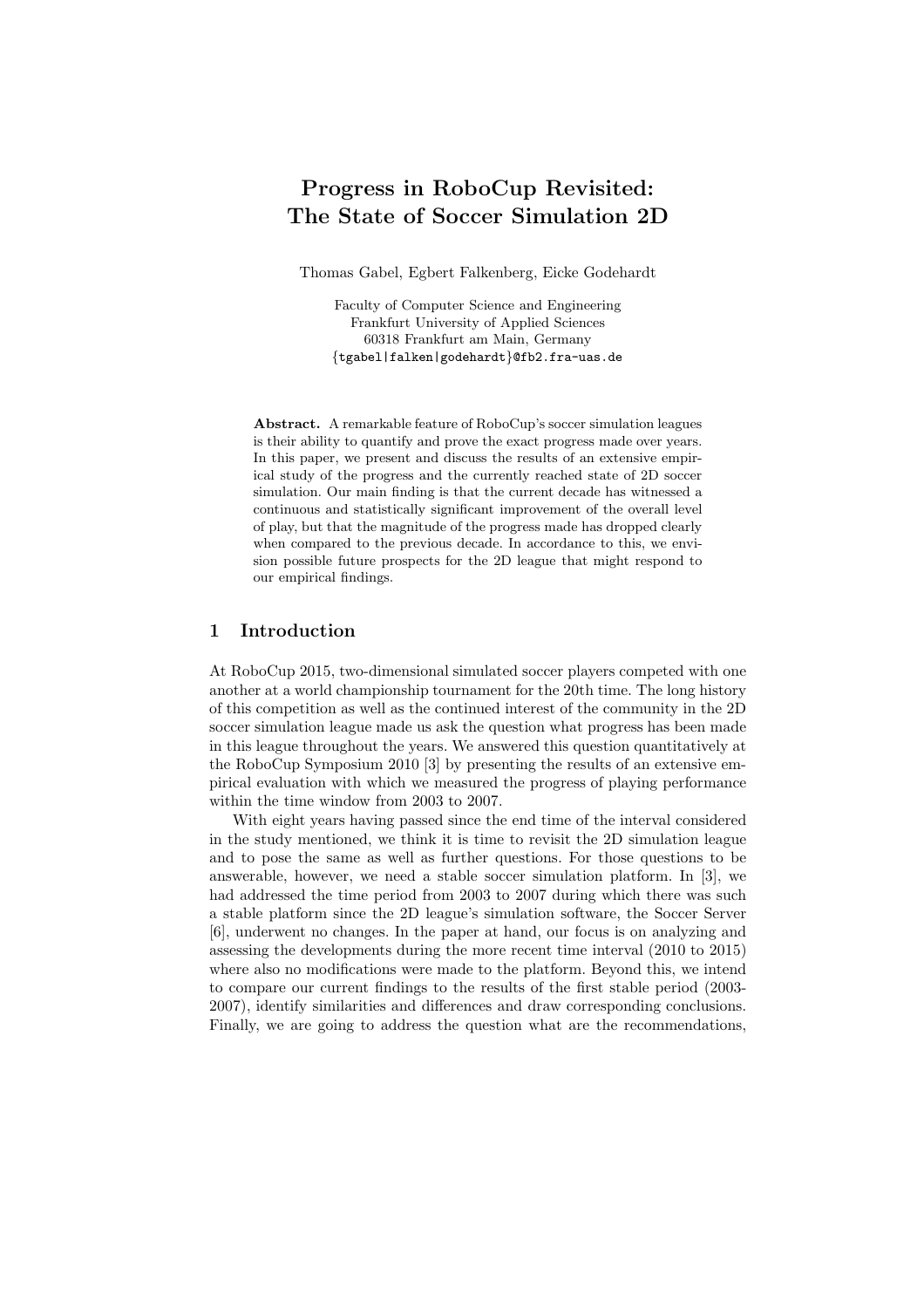# Progress in RoboCup Revisited: The State of Soccer Simulation 2D

Thomas Gabel, Egbert Falkenberg, Eicke Godehardt

Faculty of Computer Science and Engineering
Frankfurt University of Applied Sciences
60318 Frankfurt am Main, Germany
{tgabel|falken|godehardt}@fb2.fra-uas.de

**Abstract.** A remarkable feature of RoboCup's soccer simulation leagues is their ability to quantify and prove the exact progress made over years. In this paper, we present and discuss the results of an extensive empirical study of the progress and the currently reached state of 2D soccer simulation. Our main finding is that the current decade has witnessed a continuous and statistically significant improvement of the overall level of play, but that the magnitude of the progress made has dropped clearly when compared to the previous decade. In accordance to this, we envision possible future prospects for the 2D league that might respond to our empirical findings.

## 1 Introduction

At RoboCup 2015, two-dimensional simulated soccer players competed with one another at a world championship tournament for the 20th time. The long history of this competition as well as the continued interest of the community in the 2D soccer simulation league made us ask the question what progress has been made in this league throughout the years. We answered this question quantitatively at the RoboCup Symposium 2010 [3] by presenting the results of an extensive empirical evaluation with which we measured the progress of playing performance within the time window from 2003 to 2007.

With eight years having passed since the end time of the interval considered in the study mentioned, we think it is time to revisit the 2D simulation league and to pose the same as well as further questions. For those questions to be answerable, however, we need a stable soccer simulation platform. In [3], we had addressed the time period from 2003 to 2007 during which there was such a stable platform since the 2D league's simulation software, the Soccer Server [6], underwent no changes. In the paper at hand, our focus is on analyzing and assessing the developments during the more recent time interval (2010 to 2015) where also no modifications were made to the platform. Beyond this, we intend to compare our current findings to the results of the first stable period (2003-2007), identify similarities and differences and draw corresponding conclusions. Finally, we are going to address the question what are the recommendations,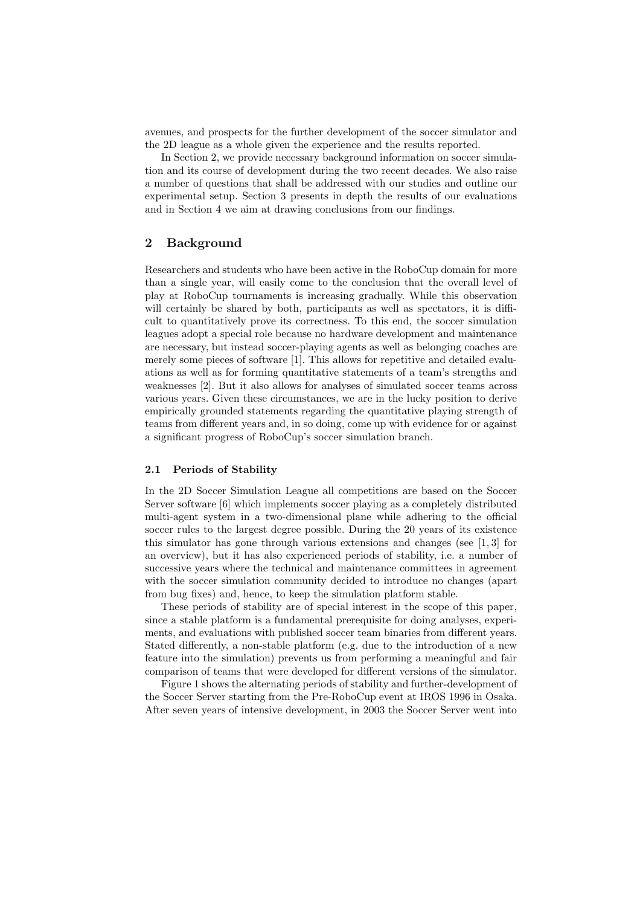avenues, and prospects for the further development of the soccer simulator and the 2D league as a whole given the experience and the results reported.

In Section 2, we provide necessary background information on soccer simulation and its course of development during the two recent decades. We also raise a number of questions that shall be addressed with our studies and outline our experimental setup. Section 3 presents in depth the results of our evaluations and in Section 4 we aim at drawing conclusions from our findings.

## 2 Background

Researchers and students who have been active in the RoboCup domain for more than a single year, will easily come to the conclusion that the overall level of play at RoboCup tournaments is increasing gradually. While this observation will certainly be shared by both, participants as well as spectators, it is difficult to quantitatively prove its correctness. To this end, the soccer simulation leagues adopt a special role because no hardware development and maintenance are necessary, but instead soccer-playing agents as well as belonging coaches are merely some pieces of software [1]. This allows for repetitive and detailed evaluations as well as for forming quantitative statements of a team's strengths and weaknesses [2]. But it also allows for analyses of simulated soccer teams across various years. Given these circumstances, we are in the lucky position to derive empirically grounded statements regarding the quantitative playing strength of teams from different years and, in so doing, come up with evidence for or against a significant progress of RoboCup's soccer simulation branch.

### 2.1 Periods of Stability

In the 2D Soccer Simulation League all competitions are based on the Soccer Server software [6] which implements soccer playing as a completely distributed multi-agent system in a two-dimensional plane while adhering to the official soccer rules to the largest degree possible. During the 20 years of its existence this simulator has gone through various extensions and changes (see [1, 3] for an overview), but it has also experienced periods of stability, i.e. a number of successive years where the technical and maintenance committees in agreement with the soccer simulation community decided to introduce no changes (apart from bug fixes) and, hence, to keep the simulation platform stable.

These periods of stability are of special interest in the scope of this paper, since a stable platform is a fundamental prerequisite for doing analyses, experiments, and evaluations with published soccer team binaries from different years. Stated differently, a non-stable platform (e.g. due to the introduction of a new feature into the simulation) prevents us from performing a meaningful and fair comparison of teams that were developed for different versions of the simulator.

Figure 1 shows the alternating periods of stability and further-development of the Soccer Server starting from the Pre-RoboCup event at IROS 1996 in Osaka. After seven years of intensive development, in 2003 the Soccer Server went into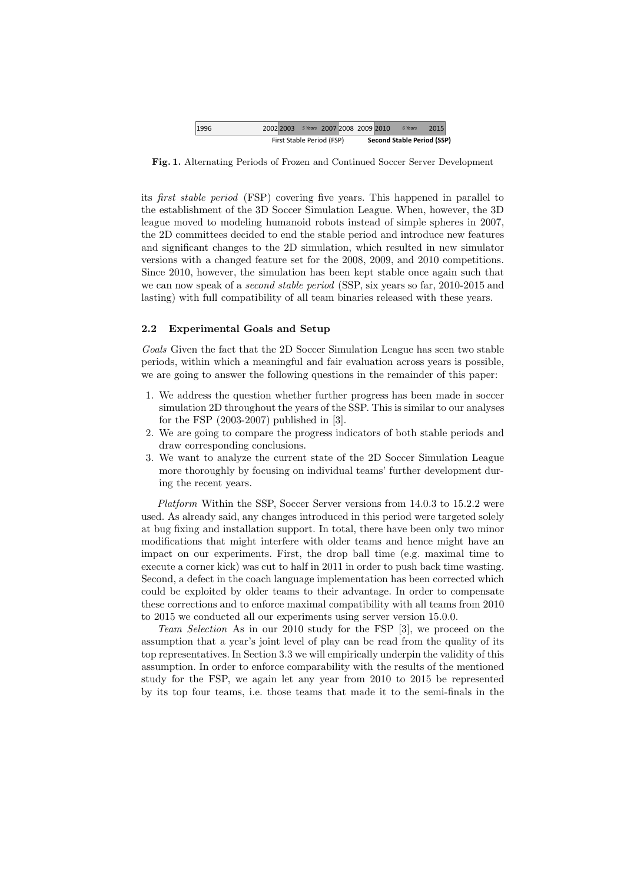| 1996 | 2002 | 2003 | *5 Years* | 2007 | 2008 | 2009 | 2010 | *6 Years* | 2015 |
|---|---|---|---|---|---|---|---|---|---|
| | | First Stable Period (FSP) | | | | | **Second Stable Period (SSP)** | | |

**Fig. 1.** Alternating Periods of Frozen and Continued Soccer Server Development

its *first stable period* (FSP) covering five years. This happened in parallel to the establishment of the 3D Soccer Simulation League. When, however, the 3D league moved to modeling humanoid robots instead of simple spheres in 2007, the 2D committees decided to end the stable period and introduce new features and significant changes to the 2D simulation, which resulted in new simulator versions with a changed feature set for the 2008, 2009, and 2010 competitions. Since 2010, however, the simulation has been kept stable once again such that we can now speak of a *second stable period* (SSP, six years so far, 2010-2015 and lasting) with full compatibility of all team binaries released with these years.

### 2.2 Experimental Goals and Setup

*Goals* Given the fact that the 2D Soccer Simulation League has seen two stable periods, within which a meaningful and fair evaluation across years is possible, we are going to answer the following questions in the remainder of this paper:

1. We address the question whether further progress has been made in soccer simulation 2D throughout the years of the SSP. This is similar to our analyses for the FSP (2003-2007) published in [3].
2. We are going to compare the progress indicators of both stable periods and draw corresponding conclusions.
3. We want to analyze the current state of the 2D Soccer Simulation League more thoroughly by focusing on individual teams' further development during the recent years.

*Platform* Within the SSP, Soccer Server versions from 14.0.3 to 15.2.2 were used. As already said, any changes introduced in this period were targeted solely at bug fixing and installation support. In total, there have been only two minor modifications that might interfere with older teams and hence might have an impact on our experiments. First, the drop ball time (e.g. maximal time to execute a corner kick) was cut to half in 2011 in order to push back time wasting. Second, a defect in the coach language implementation has been corrected which could be exploited by older teams to their advantage. In order to compensate these corrections and to enforce maximal compatibility with all teams from 2010 to 2015 we conducted all our experiments using server version 15.0.0.

*Team Selection* As in our 2010 study for the FSP [3], we proceed on the assumption that a year's joint level of play can be read from the quality of its top representatives. In Section 3.3 we will empirically underpin the validity of this assumption. In order to enforce comparability with the results of the mentioned study for the FSP, we again let any year from 2010 to 2015 be represented by its top four teams, i.e. those teams that made it to the semi-finals in the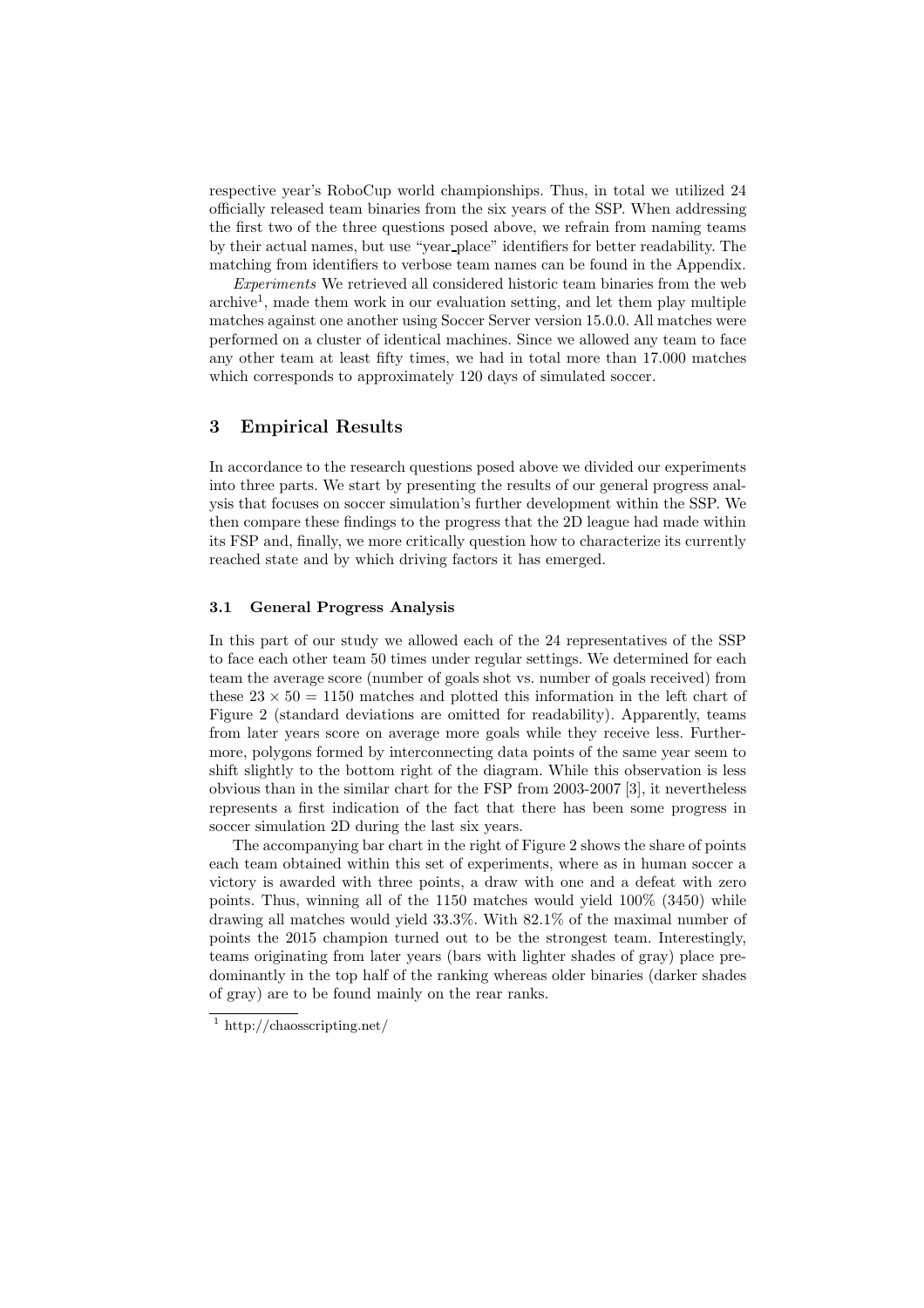respective year's RoboCup world championships. Thus, in total we utilized 24 officially released team binaries from the six years of the SSP. When addressing the first two of the three questions posed above, we refrain from naming teams by their actual names, but use "year_place" identifiers for better readability. The matching from identifiers to verbose team names can be found in the Appendix.

*Experiments* We retrieved all considered historic team binaries from the web archive[1], made them work in our evaluation setting, and let them play multiple matches against one another using Soccer Server version 15.0.0. All matches were performed on a cluster of identical machines. Since we allowed any team to face any other team at least fifty times, we had in total more than 17.000 matches which corresponds to approximately 120 days of simulated soccer.

## 3 Empirical Results

In accordance to the research questions posed above we divided our experiments into three parts. We start by presenting the results of our general progress analysis that focuses on soccer simulation's further development within the SSP. We then compare these findings to the progress that the 2D league had made within its FSP and, finally, we more critically question how to characterize its currently reached state and by which driving factors it has emerged.

### 3.1 General Progress Analysis

In this part of our study we allowed each of the 24 representatives of the SSP to face each other team 50 times under regular settings. We determined for each team the average score (number of goals shot vs. number of goals received) from these $23 \times 50 = 1150$ matches and plotted this information in the left chart of Figure 2 (standard deviations are omitted for readability). Apparently, teams from later years score on average more goals while they receive less. Furthermore, polygons formed by interconnecting data points of the same year seem to shift slightly to the bottom right of the diagram. While this observation is less obvious than in the similar chart for the FSP from 2003-2007 [3], it nevertheless represents a first indication of the fact that there has been some progress in soccer simulation 2D during the last six years.

The accompanying bar chart in the right of Figure 2 shows the share of points each team obtained within this set of experiments, where as in human soccer a victory is awarded with three points, a draw with one and a defeat with zero points. Thus, winning all of the 1150 matches would yield 100% (3450) while drawing all matches would yield 33.3%. With 82.1% of the maximal number of points the 2015 champion turned out to be the strongest team. Interestingly, teams originating from later years (bars with lighter shades of gray) place predominantly in the top half of the ranking whereas older binaries (darker shades of gray) are to be found mainly on the rear ranks.

[1] http://chaosscripting.net/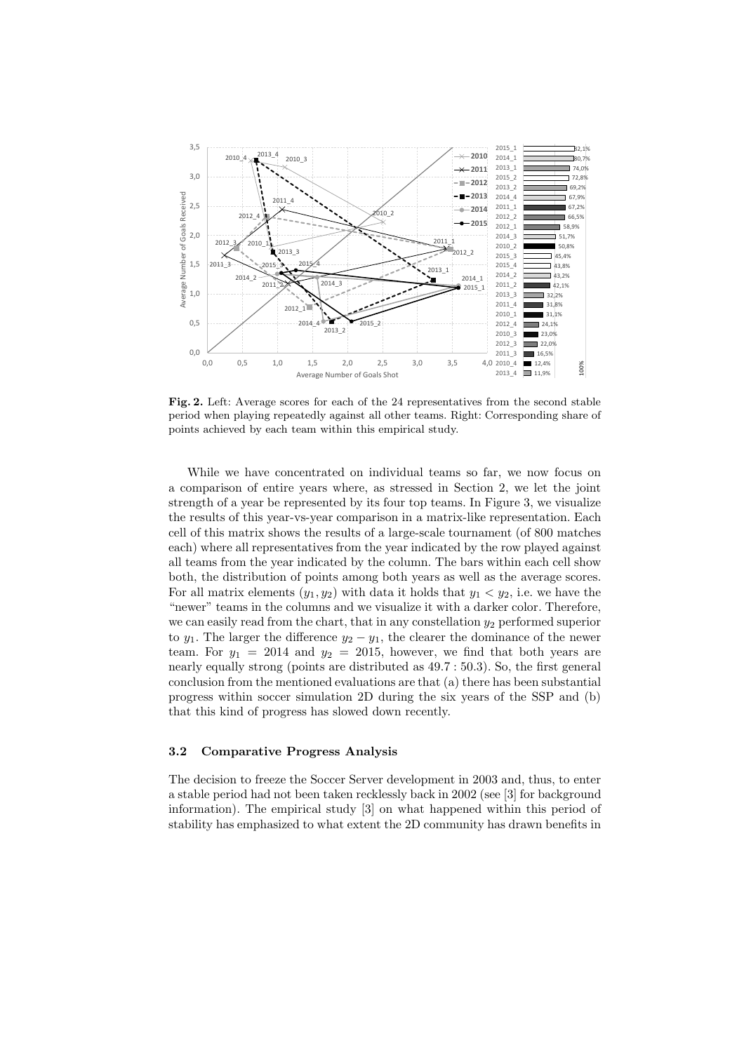**Fig. 2.** Left: Average scores for each of the 24 representatives from the second stable period when playing repeatedly against all other teams. Right: Corresponding share of points achieved by each team within this empirical study.

While we have concentrated on individual teams so far, we now focus on a comparison of entire years where, as stressed in Section 2, we let the joint strength of a year be represented by its four top teams. In Figure 3, we visualize the results of this year-vs-year comparison in a matrix-like representation. Each cell of this matrix shows the results of a large-scale tournament (of 800 matches each) where all representatives from the year indicated by the row played against all teams from the year indicated by the column. The bars within each cell show both, the distribution of points among both years as well as the average scores. For all matrix elements $(y_1, y_2)$ with data it holds that $y_1 < y_2$, i.e. we have the "newer" teams in the columns and we visualize it with a darker color. Therefore, we can easily read from the chart, that in any constellation $y_2$ performed superior to $y_1$. The larger the difference $y_2 - y_1$, the clearer the dominance of the newer team. For $y_1 = 2014$ and $y_2 = 2015$, however, we find that both years are nearly equally strong (points are distributed as $49.7 : 50.3$). So, the first general conclusion from the mentioned evaluations are that (a) there has been substantial progress within soccer simulation 2D during the six years of the SSP and (b) that this kind of progress has slowed down recently.

### 3.2 Comparative Progress Analysis

The decision to freeze the Soccer Server development in 2003 and, thus, to enter a stable period had not been taken recklessly back in 2002 (see [3] for background information). The empirical study [3] on what happened within this period of stability has emphasized to what extent the 2D community has drawn benefits in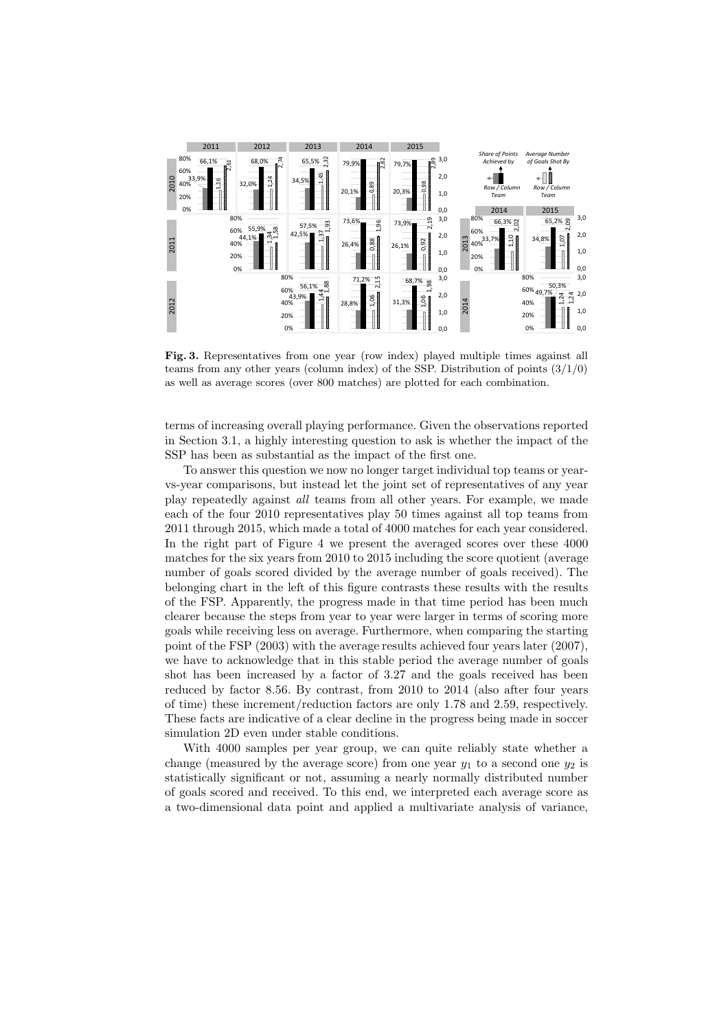**Fig. 3.** Representatives from one year (row index) played multiple times against all teams from any other years (column index) of the SSP. Distribution of points (3/1/0) as well as average scores (over 800 matches) are plotted for each combination.

terms of increasing overall playing performance. Given the observations reported in Section 3.1, a highly interesting question to ask is whether the impact of the SSP has been as substantial as the impact of the first one.

To answer this question we now no longer target individual top teams or year-vs-year comparisons, but instead let the joint set of representatives of any year play repeatedly against *all* teams from all other years. For example, we made each of the four 2010 representatives play 50 times against all top teams from 2011 through 2015, which made a total of 4000 matches for each year considered. In the right part of Figure 4 we present the averaged scores over these 4000 matches for the six years from 2010 to 2015 including the score quotient (average number of goals scored divided by the average number of goals received). The belonging chart in the left of this figure contrasts these results with the results of the FSP. Apparently, the progress made in that time period has been much clearer because the steps from year to year were larger in terms of scoring more goals while receiving less on average. Furthermore, when comparing the starting point of the FSP (2003) with the average results achieved four years later (2007), we have to acknowledge that in this stable period the average number of goals shot has been increased by a factor of 3.27 and the goals received has been reduced by factor 8.56. By contrast, from 2010 to 2014 (also after four years of time) these increment/reduction factors are only 1.78 and 2.59, respectively. These facts are indicative of a clear decline in the progress being made in soccer simulation 2D even under stable conditions.

With 4000 samples per year group, we can quite reliably state whether a change (measured by the average score) from one year $y_1$ to a second one $y_2$ is statistically significant or not, assuming a nearly normally distributed number of goals scored and received. To this end, we interpreted each average score as a two-dimensional data point and applied a multivariate analysis of variance,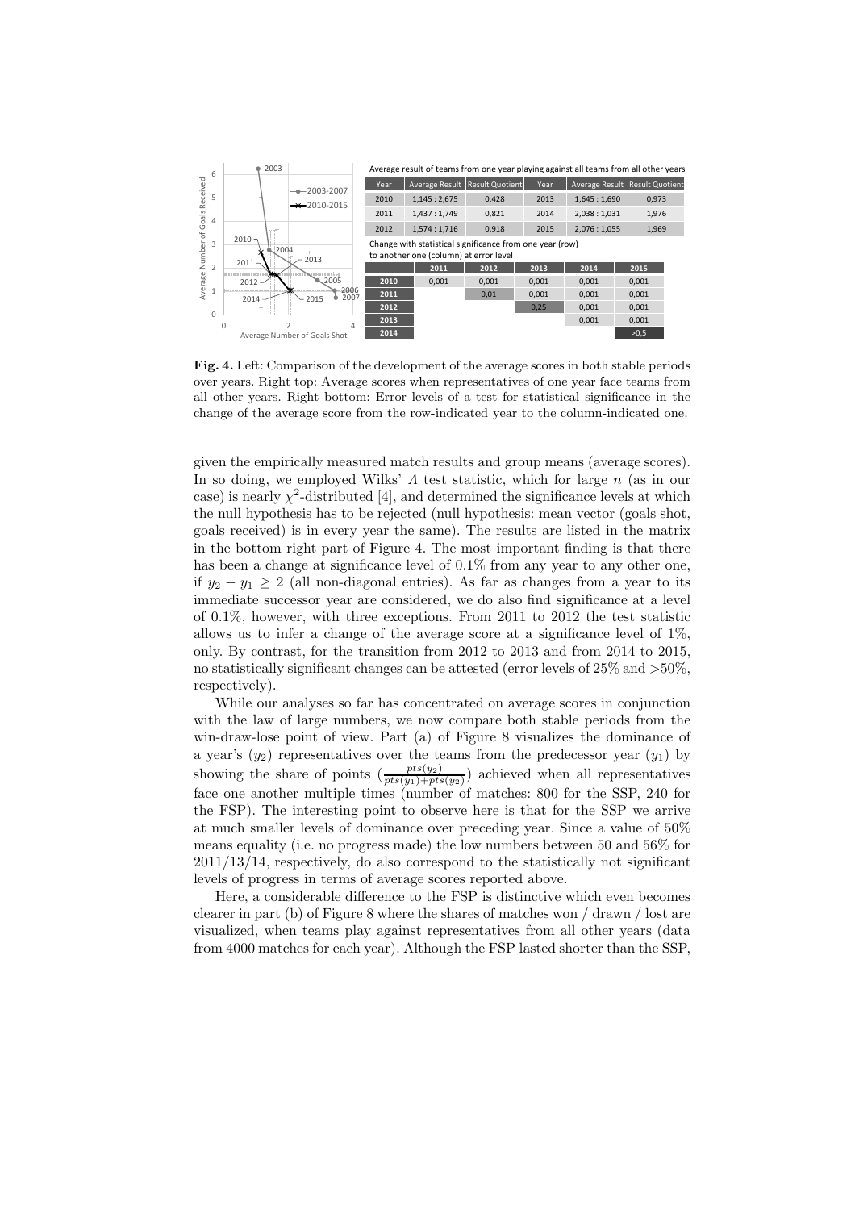Average result of teams from one year playing against all teams from all other years

| Year | Average Result | Result Quotient | Year | Average Result | Result Quotient |
|---|---|---|---|---|---|
| 2010 | 1,145 : 2,675 | 0,428 | 2013 | 1,645 : 1,690 | 0,973 |
| 2011 | 1,437 : 1,749 | 0,821 | 2014 | 2,038 : 1,031 | 1,976 |
| 2012 | 1,574 : 1,716 | 0,918 | 2015 | 2,076 : 1,055 | 1,969 |

Change with statistical significance from one year (row) to another one (column) at error level

| | 2011 | 2012 | 2013 | 2014 | 2015 |
|---|---|---|---|---|---|
| 2010 | 0,001 | 0,001 | 0,001 | 0,001 | 0,001 |
| 2011 | | 0,01 | 0,001 | 0,001 | 0,001 |
| 2012 | | | 0,25 | 0,001 | 0,001 |
| 2013 | | | | 0,001 | 0,001 |
| 2014 | | | | | >0,5 |

**Fig. 4.** Left: Comparison of the development of the average scores in both stable periods over years. Right top: Average scores when representatives of one year face teams from all other years. Right bottom: Error levels of a test for statistical significance in the change of the average score from the row-indicated year to the column-indicated one.

given the empirically measured match results and group means (average scores). In so doing, we employed Wilks' $\Lambda$ test statistic, which for large $n$ (as in our case) is nearly $\chi^2$-distributed [4], and determined the significance levels at which the null hypothesis has to be rejected (null hypothesis: mean vector (goals shot, goals received) is in every year the same). The results are listed in the matrix in the bottom right part of Figure 4. The most important finding is that there has been a change at significance level of 0.1% from any year to any other one, if $y_2 - y_1 \geq 2$ (all non-diagonal entries). As far as changes from a year to its immediate successor year are considered, we do also find significance at a level of 0.1%, however, with three exceptions. From 2011 to 2012 the test statistic allows us to infer a change of the average score at a significance level of 1%, only. By contrast, for the transition from 2012 to 2013 and from 2014 to 2015, no statistically significant changes can be attested (error levels of 25% and >50%, respectively).

While our analyses so far has concentrated on average scores in conjunction with the law of large numbers, we now compare both stable periods from the win-draw-lose point of view. Part (a) of Figure 8 visualizes the dominance of a year's ($y_2$) representatives over the teams from the predecessor year ($y_1$) by showing the share of points ($\frac{pts(y_2)}{pts(y_1)+pts(y_2)}$) achieved when all representatives face one another multiple times (number of matches: 800 for the SSP, 240 for the FSP). The interesting point to observe here is that for the SSP we arrive at much smaller levels of dominance over preceding year. Since a value of 50% means equality (i.e. no progress made) the low numbers between 50 and 56% for 2011/13/14, respectively, do also correspond to the statistically not significant levels of progress in terms of average scores reported above.

Here, a considerable difference to the FSP is distinctive which even becomes clearer in part (b) of Figure 8 where the shares of matches won / drawn / lost are visualized, when teams play against representatives from all other years (data from 4000 matches for each year). Although the FSP lasted shorter than the SSP,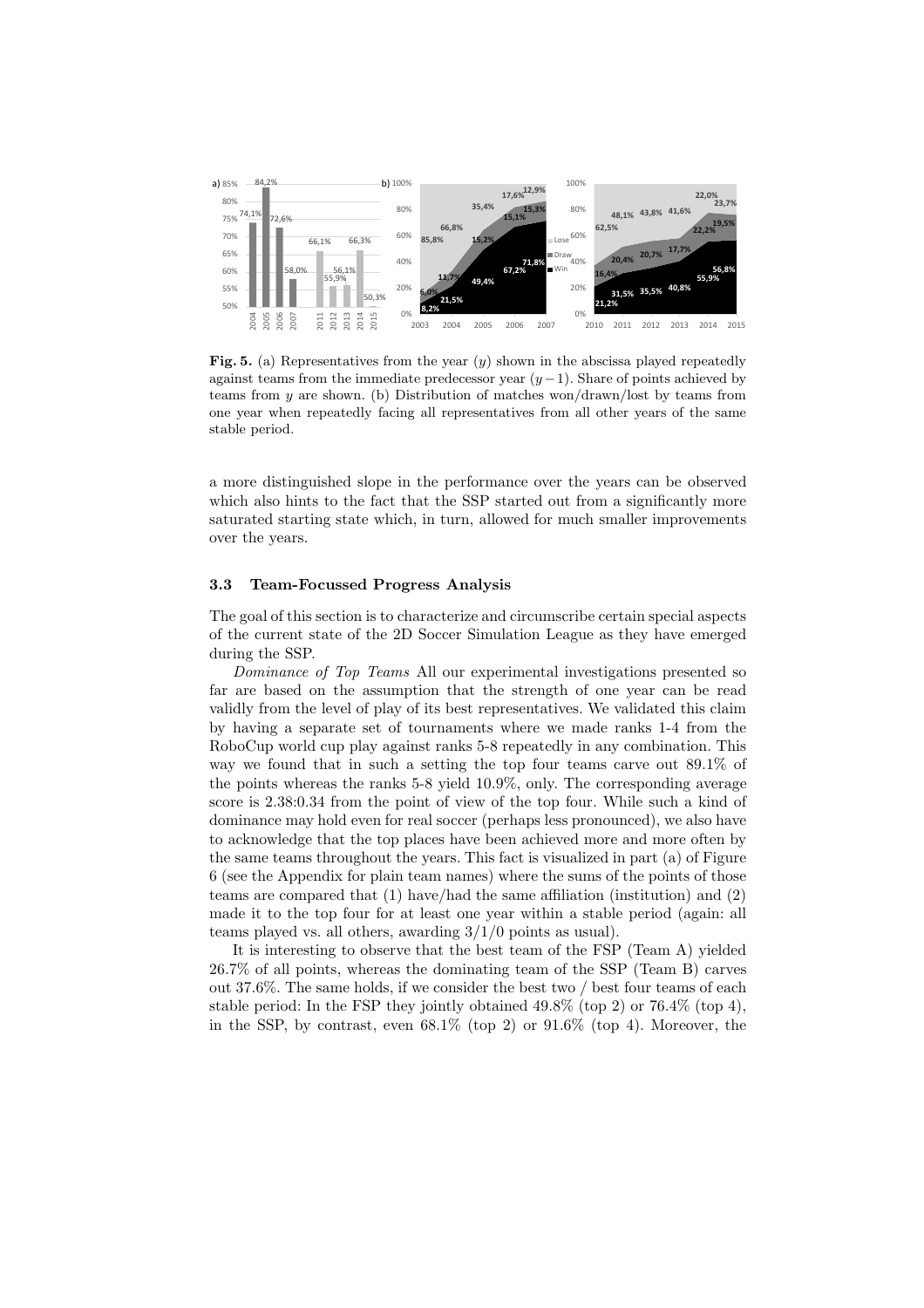**Fig. 5.** (a) Representatives from the year ($y$) shown in the abscissa played repeatedly against teams from the immediate predecessor year ($y-1$). Share of points achieved by teams from $y$ are shown. (b) Distribution of matches won/drawn/lost by teams from one year when repeatedly facing all representatives from all other years of the same stable period.

a more distinguished slope in the performance over the years can be observed which also hints to the fact that the SSP started out from a significantly more saturated starting state which, in turn, allowed for much smaller improvements over the years.

### 3.3 Team-Focussed Progress Analysis

The goal of this section is to characterize and circumscribe certain special aspects of the current state of the 2D Soccer Simulation League as they have emerged during the SSP.

*Dominance of Top Teams* All our experimental investigations presented so far are based on the assumption that the strength of one year can be read validly from the level of play of its best representatives. We validated this claim by having a separate set of tournaments where we made ranks 1-4 from the RoboCup world cup play against ranks 5-8 repeatedly in any combination. This way we found that in such a setting the top four teams carve out 89.1% of the points whereas the ranks 5-8 yield 10.9%, only. The corresponding average score is 2.38:0.34 from the point of view of the top four. While such a kind of dominance may hold even for real soccer (perhaps less pronounced), we also have to acknowledge that the top places have been achieved more and more often by the same teams throughout the years. This fact is visualized in part (a) of Figure 6 (see the Appendix for plain team names) where the sums of the points of those teams are compared that (1) have/had the same affiliation (institution) and (2) made it to the top four for at least one year within a stable period (again: all teams played vs. all others, awarding 3/1/0 points as usual).

It is interesting to observe that the best team of the FSP (Team A) yielded 26.7% of all points, whereas the dominating team of the SSP (Team B) carves out 37.6%. The same holds, if we consider the best two / best four teams of each stable period: In the FSP they jointly obtained 49.8% (top 2) or 76.4% (top 4), in the SSP, by contrast, even 68.1% (top 2) or 91.6% (top 4). Moreover, the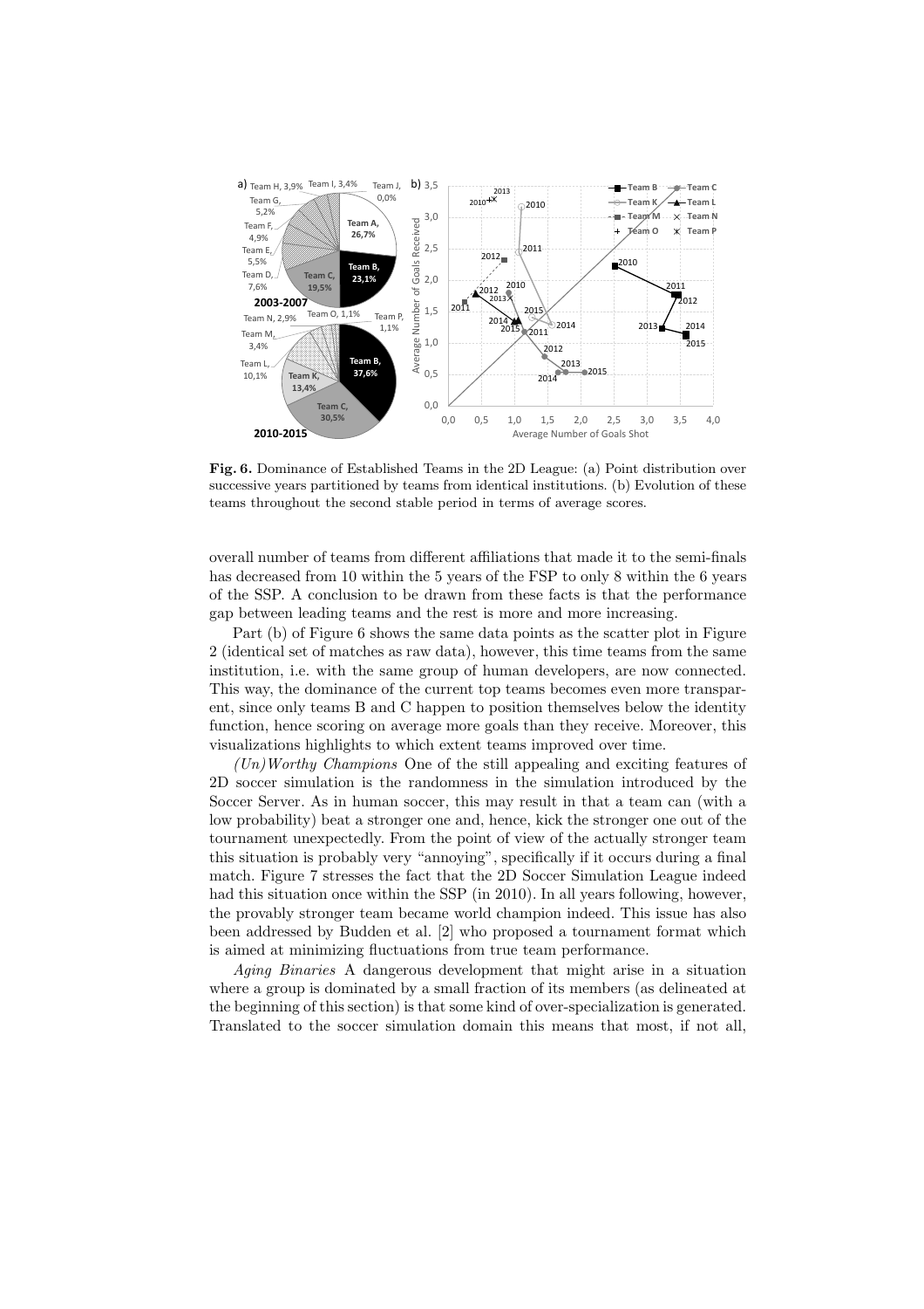**Fig. 6.** Dominance of Established Teams in the 2D League: (a) Point distribution over successive years partitioned by teams from identical institutions. (b) Evolution of these teams throughout the second stable period in terms of average scores.

overall number of teams from different affiliations that made it to the semi-finals has decreased from 10 within the 5 years of the FSP to only 8 within the 6 years of the SSP. A conclusion to be drawn from these facts is that the performance gap between leading teams and the rest is more and more increasing.

Part (b) of Figure 6 shows the same data points as the scatter plot in Figure 2 (identical set of matches as raw data), however, this time teams from the same institution, i.e. with the same group of human developers, are now connected. This way, the dominance of the current top teams becomes even more transparent, since only teams B and C happen to position themselves below the identity function, hence scoring on average more goals than they receive. Moreover, this visualizations highlights to which extent teams improved over time.

*(Un)Worthy Champions* One of the still appealing and exciting features of 2D soccer simulation is the randomness in the simulation introduced by the Soccer Server. As in human soccer, this may result in that a team can (with a low probability) beat a stronger one and, hence, kick the stronger one out of the tournament unexpectedly. From the point of view of the actually stronger team this situation is probably very "annoying", specifically if it occurs during a final match. Figure 7 stresses the fact that the 2D Soccer Simulation League indeed had this situation once within the SSP (in 2010). In all years following, however, the provably stronger team became world champion indeed. This issue has also been addressed by Budden et al. [2] who proposed a tournament format which is aimed at minimizing fluctuations from true team performance.

*Aging Binaries* A dangerous development that might arise in a situation where a group is dominated by a small fraction of its members (as delineated at the beginning of this section) is that some kind of over-specialization is generated. Translated to the soccer simulation domain this means that most, if not all,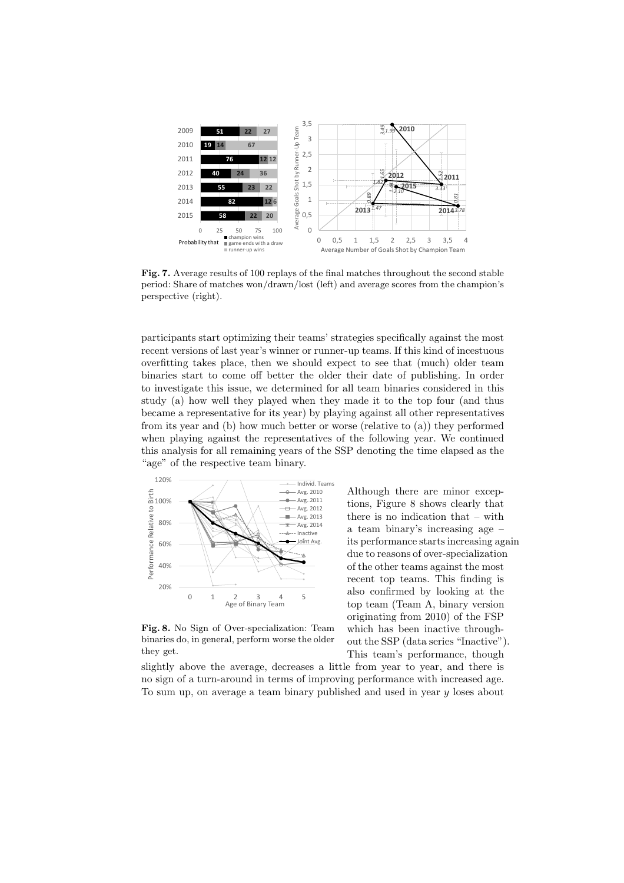2009 51 22 27
2010 19 14 67
2011 76 12 12
2012 40 24 36
2013 55 23 22
2014 82 12 6
2015 58 22 20

0 25 50 75 100

Probability that ■ champion wins ■ game ends with a draw ■ runner-up wins

Average Goals Shot by Runner-Up Team

Average Number of Goals Shot by Champion Team

2010 3.49 1.99
2011 1.52 3.33
2012 1.65 1.82
2015 1.46 2.10
2013 0.89 1.47
2014 0.81 3.78

**Fig. 7.** Average results of 100 replays of the final matches throughout the second stable period: Share of matches won/drawn/lost (left) and average scores from the champion's perspective (right).

participants start optimizing their teams' strategies specifically against the most recent versions of last year's winner or runner-up teams. If this kind of incestuous overfitting takes place, then we should expect to see that (much) older team binaries start to come off better the older their date of publishing. In order to investigate this issue, we determined for all team binaries considered in this study (a) how well they played when they made it to the top four (and thus became a representative for its year) by playing against all other representatives from its year and (b) how much better or worse (relative to (a)) they performed when playing against the representatives of the following year. We continued this analysis for all remaining years of the SSP denoting the time elapsed as the "age" of the respective team binary.

Performance Relative to Birth

Age of Binary Team

Individ. Teams
Avg. 2010
Avg. 2011
Avg. 2012
Avg. 2013
Avg. 2014
Inactive
Joint Avg.

**Fig. 8.** No Sign of Over-specialization: Team binaries do, in general, perform worse the older they get.

Although there are minor exceptions, Figure 8 shows clearly that there is no indication that – with a team binary's increasing age – its performance starts increasing again due to reasons of over-specialization of the other teams against the most recent top teams. This finding is also confirmed by looking at the top team (Team A, binary version originating from 2010) of the FSP which has been inactive throughout the SSP (data series "Inactive"). This team's performance, though slightly above the average, decreases a little from year to year, and there is no sign of a turn-around in terms of improving performance with increased age. To sum up, on average a team binary published and used in year $y$ loses about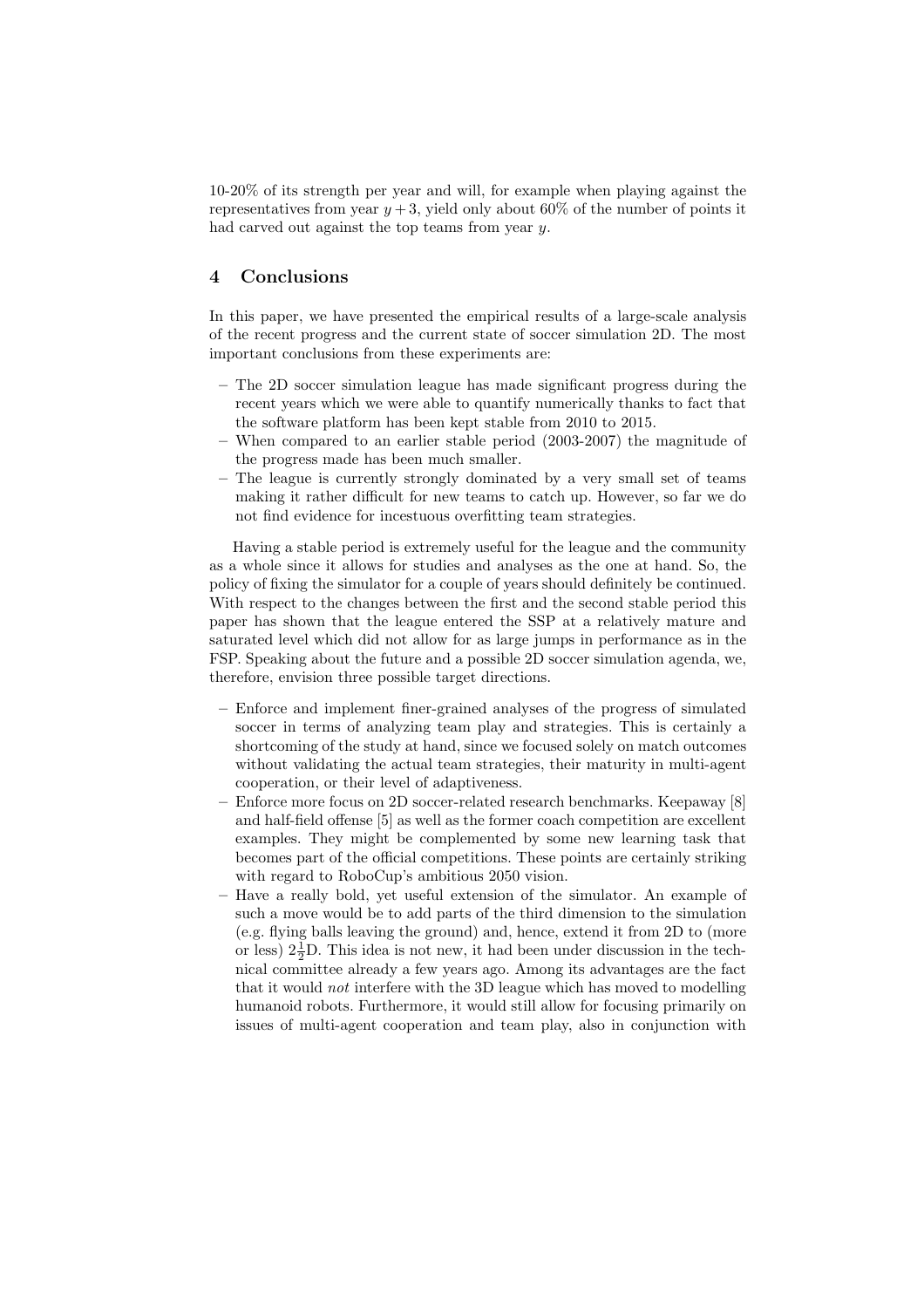10-20% of its strength per year and will, for example when playing against the representatives from year $y+3$, yield only about 60% of the number of points it had carved out against the top teams from year $y$.

## 4 Conclusions

In this paper, we have presented the empirical results of a large-scale analysis of the recent progress and the current state of soccer simulation 2D. The most important conclusions from these experiments are:

- The 2D soccer simulation league has made significant progress during the recent years which we were able to quantify numerically thanks to fact that the software platform has been kept stable from 2010 to 2015.
- When compared to an earlier stable period (2003-2007) the magnitude of the progress made has been much smaller.
- The league is currently strongly dominated by a very small set of teams making it rather difficult for new teams to catch up. However, so far we do not find evidence for incestuous overfitting team strategies.

Having a stable period is extremely useful for the league and the community as a whole since it allows for studies and analyses as the one at hand. So, the policy of fixing the simulator for a couple of years should definitely be continued. With respect to the changes between the first and the second stable period this paper has shown that the league entered the SSP at a relatively mature and saturated level which did not allow for as large jumps in performance as in the FSP. Speaking about the future and a possible 2D soccer simulation agenda, we, therefore, envision three possible target directions.

- Enforce and implement finer-grained analyses of the progress of simulated soccer in terms of analyzing team play and strategies. This is certainly a shortcoming of the study at hand, since we focused solely on match outcomes without validating the actual team strategies, their maturity in multi-agent cooperation, or their level of adaptiveness.
- Enforce more focus on 2D soccer-related research benchmarks. Keepaway [8] and half-field offense [5] as well as the former coach competition are excellent examples. They might be complemented by some new learning task that becomes part of the official competitions. These points are certainly striking with regard to RoboCup's ambitious 2050 vision.
- Have a really bold, yet useful extension of the simulator. An example of such a move would be to add parts of the third dimension to the simulation (e.g. flying balls leaving the ground) and, hence, extend it from 2D to (more or less) $2\frac{1}{2}$D. This idea is not new, it had been under discussion in the technical committee already a few years ago. Among its advantages are the fact that it would *not* interfere with the 3D league which has moved to modelling humanoid robots. Furthermore, it would still allow for focusing primarily on issues of multi-agent cooperation and team play, also in conjunction with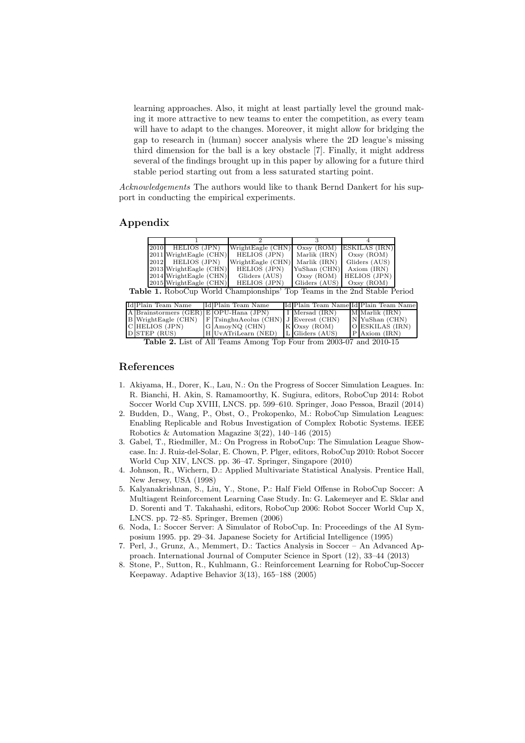learning approaches. Also, it might at least partially level the ground making it more attractive to new teams to enter the competition, as every team will have to adapt to the changes. Moreover, it might allow for bridging the gap to research in (human) soccer analysis where the 2D league's missing third dimension for the ball is a key obstacle [7]. Finally, it might address several of the findings brought up in this paper by allowing for a future third stable period starting out from a less saturated starting point.

*Acknowledgements* The authors would like to thank Bernd Dankert for his support in conducting the empirical experiments.

## Appendix

| | 1 | 2 | 3 | 4 |
|---|---|---|---|---|
| 2010 | HELIOS (JPN) | WrightEagle (CHN) | Oxsy (ROM) | ESKILAS (IRN) |
| 2011 | WrightEagle (CHN) | HELIOS (JPN) | Marlik (IRN) | Oxsy (ROM) |
| 2012 | HELIOS (JPN) | WrightEagle (CHN) | Marlik (IRN) | Gliders (AUS) |
| 2013 | WrightEagle (CHN) | HELIOS (JPN) | YuShan (CHN) | Axiom (IRN) |
| 2014 | WrightEagle (CHN) | Gliders (AUS) | Oxsy (ROM) | HELIOS (JPN) |
| 2015 | WrightEagle (CHN) | HELIOS (JPN) | Gliders (AUS) | Oxsy (ROM) |

**Table 1.** RoboCup World Championships' Top Teams in the 2nd Stable Period

| Id | Plain Team Name | Id | Plain Team Name | Id | Plain Team Name | Id | Plain Team Name |
|---|---|---|---|---|---|---|---|
| A | Brainstormers (GER) | E | OPU-Hana (JPN) | I | Mersad (IRN) | M | Marlik (IRN) |
| B | WrightEagle (CHN) | F | TsinghuAeolus (CHN) | J | Everest (CHN) | N | YuShan (CHN) |
| C | HELIOS (JPN) | G | AmoyNQ (CHN) | K | Oxsy (ROM) | O | ESKILAS (IRN) |
| D | STEP (RUS) | H | UvATriLearn (NED) | L | Gliders (AUS) | P | Axiom (IRN) |

**Table 2.** List of All Teams Among Top Four from 2003-07 and 2010-15

## References

1. Akiyama, H., Dorer, K., Lau, N.: On the Progress of Soccer Simulation Leagues. In: R. Bianchi, H. Akin, S. Ramamoorthy, K. Sugiura, editors, RoboCup 2014: Robot Soccer World Cup XVIII, LNCS. pp. 599–610. Springer, Joao Pessoa, Brazil (2014)
2. Budden, D., Wang, P., Obst, O., Prokopenko, M.: RoboCup Simulation Leagues: Enabling Replicable and Robus Investigation of Complex Robotic Systems. IEEE Robotics & Automation Magazine 3(22), 140–146 (2015)
3. Gabel, T., Riedmiller, M.: On Progress in RoboCup: The Simulation League Showcase. In: J. Ruiz-del-Solar, E. Chown, P. Plger, editors, RoboCup 2010: Robot Soccer World Cup XIV, LNCS. pp. 36–47. Springer, Singapore (2010)
4. Johnson, R., Wichern, D.: Applied Multivariate Statistical Analysis. Prentice Hall, New Jersey, USA (1998)
5. Kalyanakrishnan, S., Liu, Y., Stone, P.: Half Field Offense in RoboCup Soccer: A Multiagent Reinforcement Learning Case Study. In: G. Lakemeyer and E. Sklar and D. Sorenti and T. Takahashi, editors, RoboCup 2006: Robot Soccer World Cup X, LNCS. pp. 72–85. Springer, Bremen (2006)
6. Noda, I.: Soccer Server: A Simulator of RoboCup. In: Proceedings of the AI Symposium 1995. pp. 29–34. Japanese Society for Artificial Intelligence (1995)
7. Perl, J., Grunz, A., Memmert, D.: Tactics Analysis in Soccer – An Advanced Approach. International Journal of Computer Science in Sport (12), 33–44 (2013)
8. Stone, P., Sutton, R., Kuhlmann, G.: Reinforcement Learning for RoboCup-Soccer Keepaway. Adaptive Behavior 3(13), 165–188 (2005)